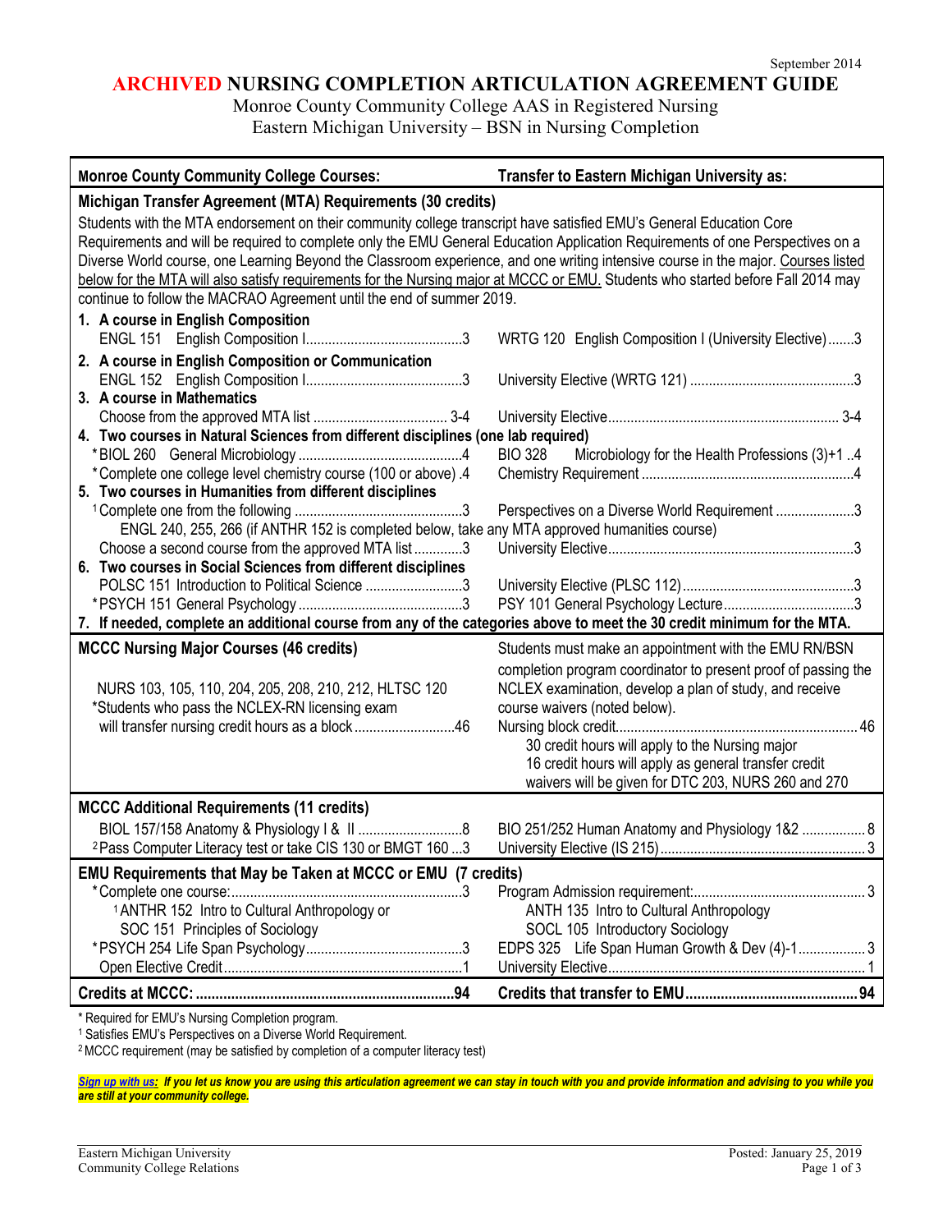September 2014

# ARCHIVED NURSING COMPLETION ARTICULATION AGREEMENT GUIDE

Monroe County Community College AAS in Registered Nursing
Eastern Michigan University – BSN in Nursing Completion

| Monroe County Community College Courses: | Transfer to Eastern Michigan University as: |
|---|---|
| **Michigan Transfer Agreement (MTA) Requirements (30 credits)** | |
| Students with the MTA endorsement on their community college transcript have satisfied EMU's General Education Core Requirements and will be required to complete only the EMU General Education Application Requirements of one Perspectives on a Diverse World course, one Learning Beyond the Classroom experience, and one writing intensive course in the major. Courses listed below for the MTA will also satisfy requirements for the Nursing major at MCCC or EMU. Students who started before Fall 2014 may continue to follow the MACRAO Agreement until the end of summer 2019. | |
| **1. A course in English Composition** | |
| ENGL 151 English Composition I ....3 | WRTG 120 English Composition I (University Elective) ....3 |
| **2. A course in English Composition or Communication** | |
| ENGL 152 English Composition I ....3 | University Elective (WRTG 121) ....3 |
| **3. A course in Mathematics** | |
| Choose from the approved MTA list .... 3-4 | University Elective .... 3-4 |
| **4. Two courses in Natural Sciences from different disciplines (one lab required)** | |
| *BIOL 260 General Microbiology ....4 | BIO 328 Microbiology for the Health Professions (3)+1 ..4 |
| *Complete one college level chemistry course (100 or above) .4 | Chemistry Requirement ....4 |
| **5. Two courses in Humanities from different disciplines** | |
| [1]Complete one from the following ....3 | Perspectives on a Diverse World Requirement ....3 |
| ENGL 240, 255, 266 (if ANTHR 152 is completed below, take any MTA approved humanities course) | |
| Choose a second course from the approved MTA list ....3 | University Elective ....3 |
| **6. Two courses in Social Sciences from different disciplines** | |
| POLSC 151 Introduction to Political Science ....3 | University Elective (PLSC 112) ....3 |
| *PSYCH 151 General Psychology ....3 | PSY 101 General Psychology Lecture ....3 |
| **7. If needed, complete an additional course from any of the categories above to meet the 30 credit minimum for the MTA.** | |
| **MCCC Nursing Major Courses (46 credits)** | Students must make an appointment with the EMU RN/BSN completion program coordinator to present proof of passing the NCLEX examination, develop a plan of study, and receive course waivers (noted below). |
| NURS 103, 105, 110, 204, 205, 208, 210, 212, HLTSC 120<br>*Students who pass the NCLEX-RN licensing exam will transfer nursing credit hours as a block ....46 | Nursing block credit .... 46<br>30 credit hours will apply to the Nursing major<br>16 credit hours will apply as general transfer credit<br>waivers will be given for DTC 203, NURS 260 and 270 |
| **MCCC Additional Requirements (11 credits)** | |
| BIOL 157/158 Anatomy & Physiology I & II ....8 | BIO 251/252 Human Anatomy and Physiology 1&2 .... 8 |
| [2]Pass Computer Literacy test or take CIS 130 or BMGT 160 ...3 | University Elective (IS 215) .... 3 |
| **EMU Requirements that May be Taken at MCCC or EMU (7 credits)** | |
| *Complete one course: ....3 | Program Admission requirement: .... 3 |
| [1]ANTHR 152 Intro to Cultural Anthropology or<br>SOC 151 Principles of Sociology | ANTH 135 Intro to Cultural Anthropology<br>SOCL 105 Introductory Sociology |
| *PSYCH 254 Life Span Psychology ....3 | EDPS 325 Life Span Human Growth & Dev (4)-1 .... 3 |
| Open Elective Credit ....1 | University Elective .... 1 |
| **Credits at MCCC: ....94** | **Credits that transfer to EMU ....94** |

\* Required for EMU's Nursing Completion program.
[1] Satisfies EMU's Perspectives on a Diverse World Requirement.
[2] MCCC requirement (may be satisfied by completion of a computer literacy test)

***Sign up with us:* *If you let us know you are using this articulation agreement we can stay in touch with you and provide information and advising to you while you are still at your community college.***

Eastern Michigan University
Community College Relations

Posted: January 25, 2019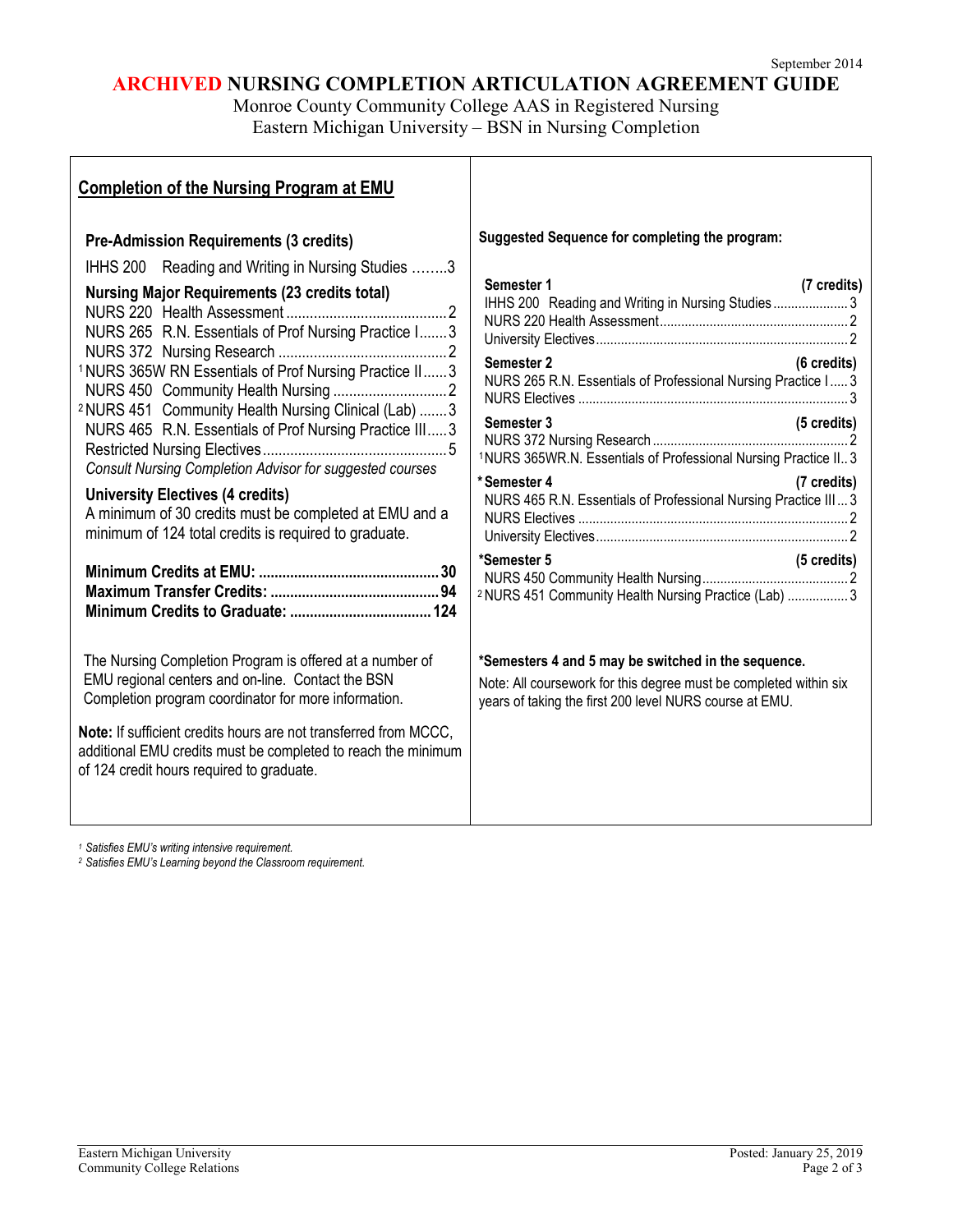September 2014

# ARCHIVED NURSING COMPLETION ARTICULATION AGREEMENT GUIDE

Monroe County Community College AAS in Registered Nursing
Eastern Michigan University – BSN in Nursing Completion

## Completion of the Nursing Program at EMU

**Pre-Admission Requirements (3 credits)**

IHHS 200 Reading and Writing in Nursing Studies ........3

**Nursing Major Requirements (23 credits total)**

NURS 220 Health Assessment ........................................2
NURS 265 R.N. Essentials of Prof Nursing Practice I.......3
NURS 372 Nursing Research ..........................................2
[1]NURS 365W RN Essentials of Prof Nursing Practice II......3
NURS 450 Community Health Nursing ............................2
[2]NURS 451 Community Health Nursing Clinical (Lab) .......3
NURS 465 R.N. Essentials of Prof Nursing Practice III.....3
Restricted Nursing Electives..............................................5
*Consult Nursing Completion Advisor for suggested courses*

**University Electives (4 credits)**

A minimum of 30 credits must be completed at EMU and a minimum of 124 total credits is required to graduate.

**Minimum Credits at EMU: ............................................ 30**
**Maximum Transfer Credits: .......................................... 94**
**Minimum Credits to Graduate: ................................... 124**

The Nursing Completion Program is offered at a number of EMU regional centers and on-line. Contact the BSN Completion program coordinator for more information.

**Note:** If sufficient credits hours are not transferred from MCCC, additional EMU credits must be completed to reach the minimum of 124 credit hours required to graduate.

**Suggested Sequence for completing the program:**

**Semester 1 (7 credits)**
IHHS 200 Reading and Writing in Nursing Studies .....................3
NURS 220 Health Assessment....................................................2
University Electives.....................................................................2

**Semester 2 (6 credits)**
NURS 265 R.N. Essentials of Professional Nursing Practice I.....3
NURS Electives ..........................................................................3

**Semester 3 (5 credits)**
NURS 372 Nursing Research ......................................................2
[1]NURS 365WR.N. Essentials of Professional Nursing Practice II..3

**\*Semester 4 (7 credits)**
NURS 465 R.N. Essentials of Professional Nursing Practice III ...3
NURS Electives ..........................................................................2
University Electives.....................................................................2

**\*Semester 5 (5 credits)**
NURS 450 Community Health Nursing.........................................2
[2]NURS 451 Community Health Nursing Practice (Lab) .................3

**\*Semesters 4 and 5 may be switched in the sequence.**

Note: All coursework for this degree must be completed within six years of taking the first 200 level NURS course at EMU.

[1] *Satisfies EMU's writing intensive requirement.*
[2] *Satisfies EMU's Learning beyond the Classroom requirement.*

Eastern Michigan University
Community College Relations

Posted: January 25, 2019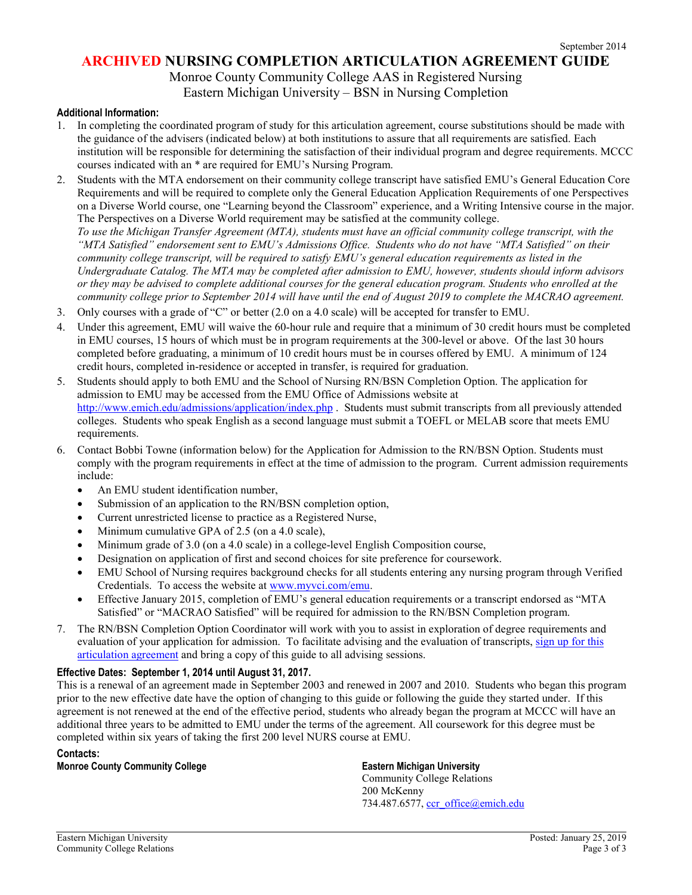September 2014

# ARCHIVED NURSING COMPLETION ARTICULATION AGREEMENT GUIDE

Monroe County Community College AAS in Registered Nursing
Eastern Michigan University – BSN in Nursing Completion

### Additional Information:

1. In completing the coordinated program of study for this articulation agreement, course substitutions should be made with the guidance of the advisers (indicated below) at both institutions to assure that all requirements are satisfied. Each institution will be responsible for determining the satisfaction of their individual program and degree requirements. MCCC courses indicated with an * are required for EMU's Nursing Program.
2. Students with the MTA endorsement on their community college transcript have satisfied EMU's General Education Core Requirements and will be required to complete only the General Education Application Requirements of one Perspectives on a Diverse World course, one "Learning beyond the Classroom" experience, and a Writing Intensive course in the major. The Perspectives on a Diverse World requirement may be satisfied at the community college.
   *To use the Michigan Transfer Agreement (MTA), students must have an official community college transcript, with the "MTA Satisfied" endorsement sent to EMU's Admissions Office. Students who do not have "MTA Satisfied" on their community college transcript, will be required to satisfy EMU's general education requirements as listed in the Undergraduate Catalog. The MTA may be completed after admission to EMU, however, students should inform advisors or they may be advised to complete additional courses for the general education program. Students who enrolled at the community college prior to September 2014 will have until the end of August 2019 to complete the MACRAO agreement.*
3. Only courses with a grade of "C" or better (2.0 on a 4.0 scale) will be accepted for transfer to EMU.
4. Under this agreement, EMU will waive the 60-hour rule and require that a minimum of 30 credit hours must be completed in EMU courses, 15 hours of which must be in program requirements at the 300-level or above. Of the last 30 hours completed before graduating, a minimum of 10 credit hours must be in courses offered by EMU. A minimum of 124 credit hours, completed in-residence or accepted in transfer, is required for graduation.
5. Students should apply to both EMU and the School of Nursing RN/BSN Completion Option. The application for admission to EMU may be accessed from the EMU Office of Admissions website at http://www.emich.edu/admissions/application/index.php . Students must submit transcripts from all previously attended colleges. Students who speak English as a second language must submit a TOEFL or MELAB score that meets EMU requirements.
6. Contact Bobbi Towne (information below) for the Application for Admission to the RN/BSN Option. Students must comply with the program requirements in effect at the time of admission to the program. Current admission requirements include:
   - An EMU student identification number,
   - Submission of an application to the RN/BSN completion option,
   - Current unrestricted license to practice as a Registered Nurse,
   - Minimum cumulative GPA of 2.5 (on a 4.0 scale),
   - Minimum grade of 3.0 (on a 4.0 scale) in a college-level English Composition course,
   - Designation on application of first and second choices for site preference for coursework.
   - EMU School of Nursing requires background checks for all students entering any nursing program through Verified Credentials. To access the website at www.myvci.com/emu.
   - Effective January 2015, completion of EMU's general education requirements or a transcript endorsed as "MTA Satisfied" or "MACRAO Satisfied" will be required for admission to the RN/BSN Completion program.
7. The RN/BSN Completion Option Coordinator will work with you to assist in exploration of degree requirements and evaluation of your application for admission. To facilitate advising and the evaluation of transcripts, sign up for this articulation agreement and bring a copy of this guide to all advising sessions.

### Effective Dates: September 1, 2014 until August 31, 2017.

This is a renewal of an agreement made in September 2003 and renewed in 2007 and 2010. Students who began this program prior to the new effective date have the option of changing to this guide or following the guide they started under. If this agreement is not renewed at the end of the effective period, students who already began the program at MCCC will have an additional three years to be admitted to EMU under the terms of the agreement. All coursework for this degree must be completed within six years of taking the first 200 level NURS course at EMU.

### Contacts:

**Monroe County Community College**

**Eastern Michigan University**
Community College Relations
200 McKenny
734.487.6577, ccr_office@emich.edu

Eastern Michigan University
Community College Relations

Posted: January 25, 2019